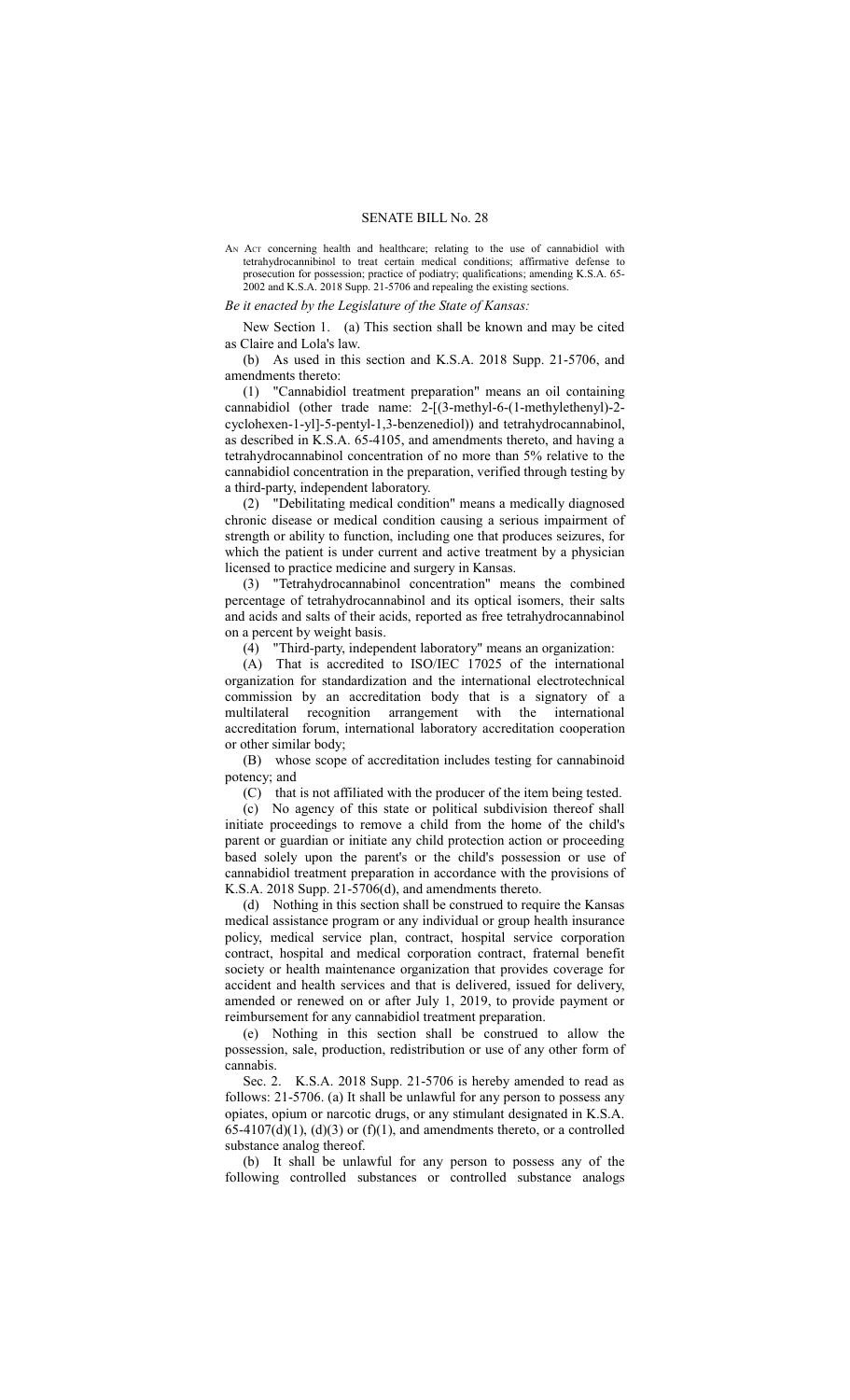# SENATE BILL No. 28

AN ACT concerning health and healthcare; relating to the use of cannabidiol with tetrahydrocannibinol to treat certain medical conditions; affirmative defense to prosecution for possession; practice of podiatry; qualifications; amending K.S.A. 65-2002 and K.S.A. 2018 Supp. 21-5706 and repealing the existing sections.

*Be it enacted by the Legislature of the State of Kansas:*

New Section 1. (a) This section shall be known and may be cited as Claire and Lola's law.

(b) As used in this section and K.S.A. 2018 Supp. 21-5706, and amendments thereto:

(1) "Cannabidiol treatment preparation" means an oil containing cannabidiol (other trade name: 2-[(3-methyl-6-(1-methylethenyl)-2-cyclohexen-1-yl]-5-pentyl-1,3-benzenediol)) and tetrahydrocannabinol, as described in K.S.A. 65-4105, and amendments thereto, and having a tetrahydrocannabinol concentration of no more than 5% relative to the cannabidiol concentration in the preparation, verified through testing by a third-party, independent laboratory.

(2) "Debilitating medical condition" means a medically diagnosed chronic disease or medical condition causing a serious impairment of strength or ability to function, including one that produces seizures, for which the patient is under current and active treatment by a physician licensed to practice medicine and surgery in Kansas.

(3) "Tetrahydrocannabinol concentration" means the combined percentage of tetrahydrocannabinol and its optical isomers, their salts and acids and salts of their acids, reported as free tetrahydrocannabinol on a percent by weight basis.

(4) "Third-party, independent laboratory" means an organization:

(A) That is accredited to ISO/IEC 17025 of the international organization for standardization and the international electrotechnical commission by an accreditation body that is a signatory of a multilateral recognition arrangement with the international accreditation forum, international laboratory accreditation cooperation or other similar body;

(B) whose scope of accreditation includes testing for cannabinoid potency; and

(C) that is not affiliated with the producer of the item being tested.

(c) No agency of this state or political subdivision thereof shall initiate proceedings to remove a child from the home of the child's parent or guardian or initiate any child protection action or proceeding based solely upon the parent's or the child's possession or use of cannabidiol treatment preparation in accordance with the provisions of K.S.A. 2018 Supp. 21-5706(d), and amendments thereto.

(d) Nothing in this section shall be construed to require the Kansas medical assistance program or any individual or group health insurance policy, medical service plan, contract, hospital service corporation contract, hospital and medical corporation contract, fraternal benefit society or health maintenance organization that provides coverage for accident and health services and that is delivered, issued for delivery, amended or renewed on or after July 1, 2019, to provide payment or reimbursement for any cannabidiol treatment preparation.

(e) Nothing in this section shall be construed to allow the possession, sale, production, redistribution or use of any other form of cannabis.

Sec. 2. K.S.A. 2018 Supp. 21-5706 is hereby amended to read as follows: 21-5706. (a) It shall be unlawful for any person to possess any opiates, opium or narcotic drugs, or any stimulant designated in K.S.A. 65-4107(d)(1), (d)(3) or (f)(1), and amendments thereto, or a controlled substance analog thereof.

(b) It shall be unlawful for any person to possess any of the following controlled substances or controlled substance analogs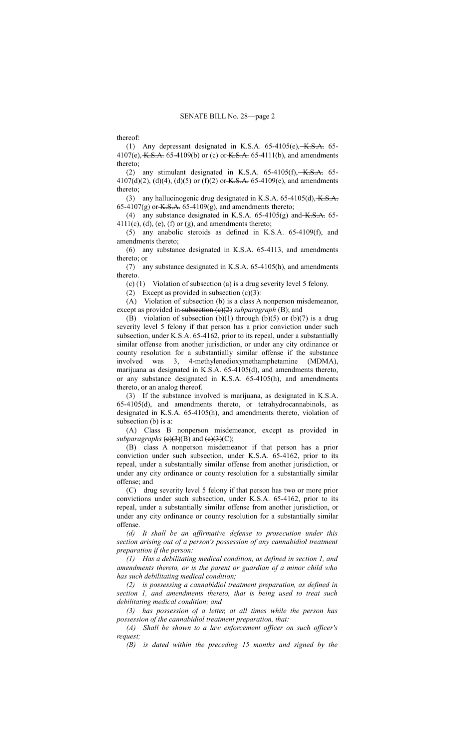thereof:

(1) Any depressant designated in K.S.A. 65-4105(e), ~~K.S.A.~~ 65-4107(e), ~~K.S.A.~~ 65-4109(b) or (c) or ~~K.S.A.~~ 65-4111(b), and amendments thereto;

(2) any stimulant designated in K.S.A. 65-4105(f), ~~K.S.A.~~ 65-4107(d)(2), (d)(4), (d)(5) or (f)(2) or ~~K.S.A.~~ 65-4109(e), and amendments thereto;

(3) any hallucinogenic drug designated in K.S.A. 65-4105(d), ~~K.S.A.~~ 65-4107(g) or ~~K.S.A.~~ 65-4109(g), and amendments thereto;

(4) any substance designated in K.S.A. 65-4105(g) and ~~K.S.A.~~ 65-4111(c), (d), (e), (f) or (g), and amendments thereto;

(5) any anabolic steroids as defined in K.S.A. 65-4109(f), and amendments thereto;

(6) any substance designated in K.S.A. 65-4113, and amendments thereto; or

(7) any substance designated in K.S.A. 65-4105(h), and amendments thereto.

(c) (1) Violation of subsection (a) is a drug severity level 5 felony.

(2) Except as provided in subsection (c)(3):

(A) Violation of subsection (b) is a class A nonperson misdemeanor, except as provided in ~~subsection (c)(2)~~ *subparagraph* (B); and

(B) violation of subsection (b)(1) through (b)(5) or (b)(7) is a drug severity level 5 felony if that person has a prior conviction under such subsection, under K.S.A. 65-4162, prior to its repeal, under a substantially similar offense from another jurisdiction, or under any city ordinance or county resolution for a substantially similar offense if the substance involved was 3, 4-methylenedioxymethamphetamine (MDMA), marijuana as designated in K.S.A. 65-4105(d), and amendments thereto, or any substance designated in K.S.A. 65-4105(h), and amendments thereto, or an analog thereof.

(3) If the substance involved is marijuana, as designated in K.S.A. 65-4105(d), and amendments thereto, or tetrahydrocannabinols, as designated in K.S.A. 65-4105(h), and amendments thereto, violation of subsection (b) is a:

(A) Class B nonperson misdemeanor, except as provided in *subparagraphs* ~~(c)(3)~~(B) and ~~(c)(3)~~(C);

(B) class A nonperson misdemeanor if that person has a prior conviction under such subsection, under K.S.A. 65-4162, prior to its repeal, under a substantially similar offense from another jurisdiction, or under any city ordinance or county resolution for a substantially similar offense; and

(C) drug severity level 5 felony if that person has two or more prior convictions under such subsection, under K.S.A. 65-4162, prior to its repeal, under a substantially similar offense from another jurisdiction, or under any city ordinance or county resolution for a substantially similar offense.

*(d) It shall be an affirmative defense to prosecution under this section arising out of a person's possession of any cannabidiol treatment preparation if the person:*

*(1) Has a debilitating medical condition, as defined in section 1, and amendments thereto, or is the parent or guardian of a minor child who has such debilitating medical condition;*

*(2) is possessing a cannabidiol treatment preparation, as defined in section 1, and amendments thereto, that is being used to treat such debilitating medical condition; and*

*(3) has possession of a letter, at all times while the person has possession of the cannabidiol treatment preparation, that:*

*(A) Shall be shown to a law enforcement officer on such officer's request;*

*(B) is dated within the preceding 15 months and signed by the*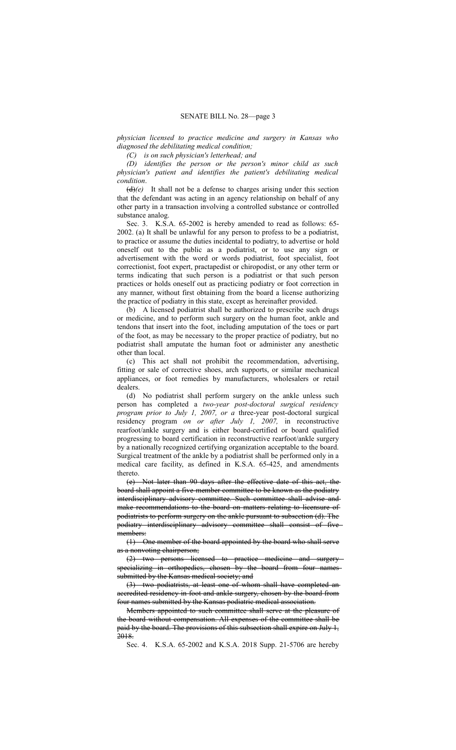*physician licensed to practice medicine and surgery in Kansas who diagnosed the debilitating medical condition;*

*(C) is on such physician's letterhead; and*

*(D) identifies the person or the person's minor child as such physician's patient and identifies the patient's debilitating medical condition.*

~~(d)~~*(e)* It shall not be a defense to charges arising under this section that the defendant was acting in an agency relationship on behalf of any other party in a transaction involving a controlled substance or controlled substance analog.

Sec. 3. K.S.A. 65-2002 is hereby amended to read as follows: 65-2002. (a) It shall be unlawful for any person to profess to be a podiatrist, to practice or assume the duties incidental to podiatry, to advertise or hold oneself out to the public as a podiatrist, or to use any sign or advertisement with the word or words podiatrist, foot specialist, foot correctionist, foot expert, practapedist or chiropodist, or any other term or terms indicating that such person is a podiatrist or that such person practices or holds oneself out as practicing podiatry or foot correction in any manner, without first obtaining from the board a license authorizing the practice of podiatry in this state, except as hereinafter provided.

(b) A licensed podiatrist shall be authorized to prescribe such drugs or medicine, and to perform such surgery on the human foot, ankle and tendons that insert into the foot, including amputation of the toes or part of the foot, as may be necessary to the proper practice of podiatry, but no podiatrist shall amputate the human foot or administer any anesthetic other than local.

(c) This act shall not prohibit the recommendation, advertising, fitting or sale of corrective shoes, arch supports, or similar mechanical appliances, or foot remedies by manufacturers, wholesalers or retail dealers.

(d) No podiatrist shall perform surgery on the ankle unless such person has completed a *two-year post-doctoral surgical residency program prior to July 1, 2007, or a* three-year post-doctoral surgical residency program *on or after July 1, 2007,* in reconstructive rearfoot/ankle surgery and is either board-certified or board qualified progressing to board certification in reconstructive rearfoot/ankle surgery by a nationally recognized certifying organization acceptable to the board. Surgical treatment of the ankle by a podiatrist shall be performed only in a medical care facility, as defined in K.S.A. 65-425, and amendments thereto.

~~(e) Not later than 90 days after the effective date of this act, the board shall appoint a five-member committee to be known as the podiatry interdisciplinary advisory committee. Such committee shall advise and make recommendations to the board on matters relating to licensure of podiatrists to perform surgery on the ankle pursuant to subsection (d). The podiatry interdisciplinary advisory committee shall consist of five members:~~

~~(1) One member of the board appointed by the board who shall serve as a nonvoting chairperson;~~

~~(2) two persons licensed to practice medicine and surgery specializing in orthopedics, chosen by the board from four names submitted by the Kansas medical society; and~~

~~(3) two podiatrists, at least one of whom shall have completed an accredited residency in foot and ankle surgery, chosen by the board from four names submitted by the Kansas podiatric medical association.~~

~~Members appointed to such committee shall serve at the pleasure of the board without compensation. All expenses of the committee shall be paid by the board. The provisions of this subsection shall expire on July 1, 2018.~~

Sec. 4. K.S.A. 65-2002 and K.S.A. 2018 Supp. 21-5706 are hereby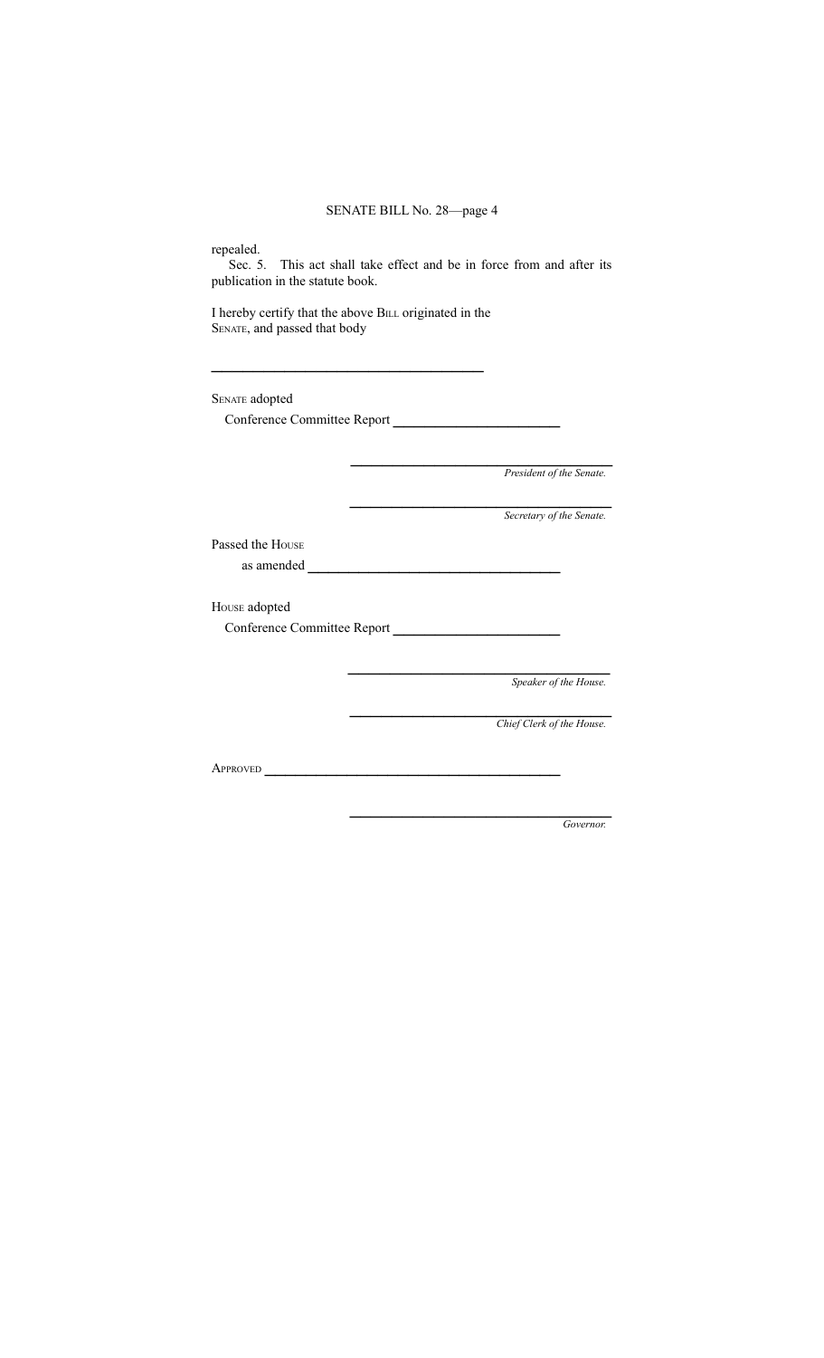repealed.

Sec. 5. This act shall take effect and be in force from and after its publication in the statute book.

I hereby certify that the above BILL originated in the SENATE, and passed that body

\_\_\_\_\_\_\_\_\_\_\_\_\_\_\_\_\_\_\_\_\_\_\_\_\_\_\_\_\_\_\_\_

SENATE adopted

Conference Committee Report \_\_\_\_\_\_\_\_\_\_\_\_\_\_\_\_\_\_\_\_

\_\_\_\_\_\_\_\_\_\_\_\_\_\_\_\_\_\_\_\_\_\_\_\_\_\_\_\_\_\_\_\_
*President of the Senate.*

\_\_\_\_\_\_\_\_\_\_\_\_\_\_\_\_\_\_\_\_\_\_\_\_\_\_\_\_\_\_\_\_
*Secretary of the Senate.*

Passed the HOUSE

as amended \_\_\_\_\_\_\_\_\_\_\_\_\_\_\_\_\_\_\_\_\_\_\_\_\_\_\_\_\_\_

HOUSE adopted

Conference Committee Report \_\_\_\_\_\_\_\_\_\_\_\_\_\_\_\_\_\_\_\_

\_\_\_\_\_\_\_\_\_\_\_\_\_\_\_\_\_\_\_\_\_\_\_\_\_\_\_\_\_\_\_\_
*Speaker of the House.*

\_\_\_\_\_\_\_\_\_\_\_\_\_\_\_\_\_\_\_\_\_\_\_\_\_\_\_\_\_\_\_\_
*Chief Clerk of the House.*

APPROVED \_\_\_\_\_\_\_\_\_\_\_\_\_\_\_\_\_\_\_\_\_\_\_\_\_\_\_\_\_\_\_\_\_\_\_\_

\_\_\_\_\_\_\_\_\_\_\_\_\_\_\_\_\_\_\_\_\_\_\_\_\_\_\_\_\_\_\_\_
*Governor.*